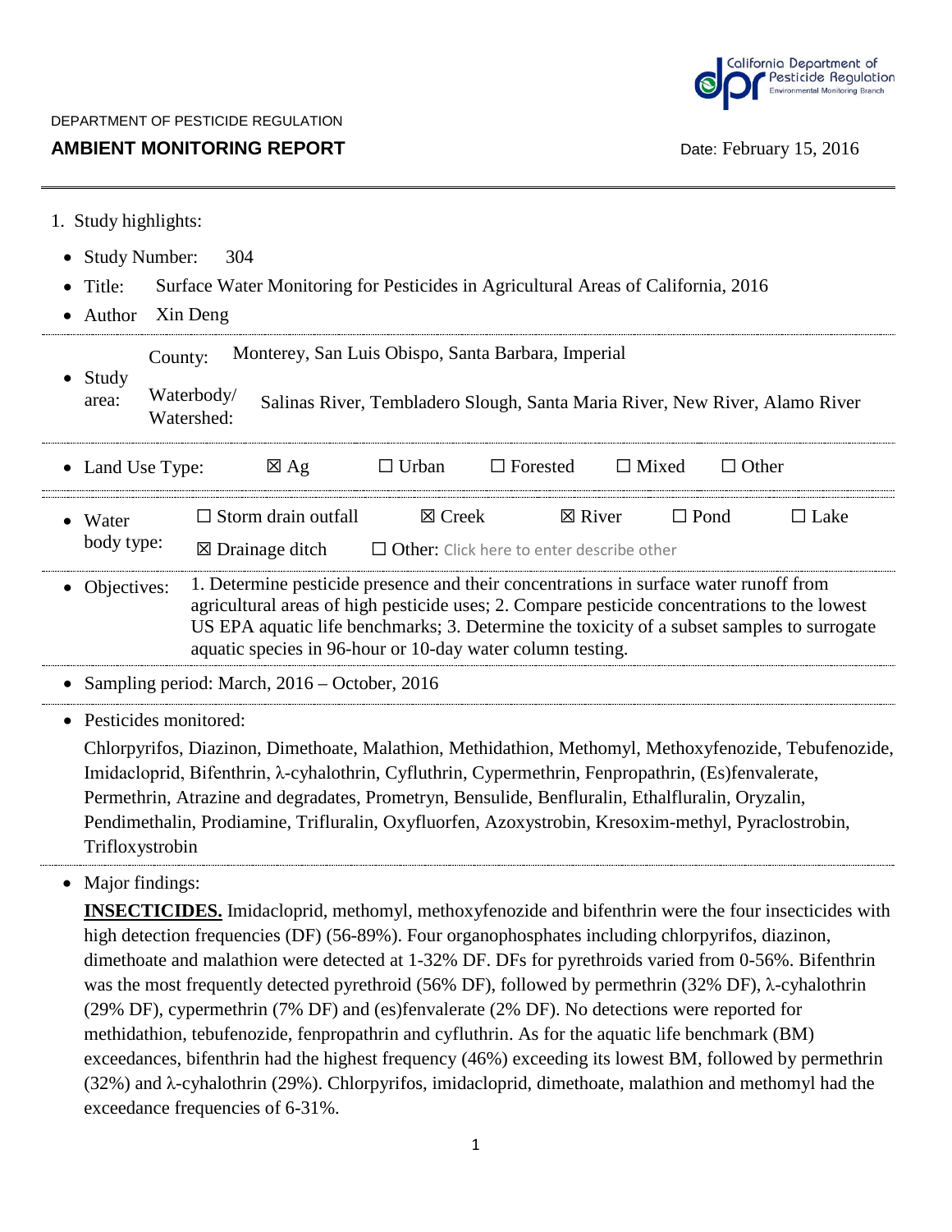DEPARTMENT OF PESTICIDE REGULATION

**AMBIENT MONITORING REPORT**

Date: February 15, 2016

1. Study highlights:

- Study Number: 304
- Title: Surface Water Monitoring for Pesticides in Agricultural Areas of California, 2016
- Author Xin Deng

- Study area:
  - County: Monterey, San Luis Obispo, Santa Barbara, Imperial
  - Waterbody/ Watershed: Salinas River, Tembladero Slough, Santa Maria River, New River, Alamo River

- Land Use Type: ☒ Ag ☐ Urban ☐ Forested ☐ Mixed ☐ Other

- Water body type: ☐ Storm drain outfall ☒ Creek ☒ River ☐ Pond ☐ Lake ☒ Drainage ditch ☐ Other: Click here to enter describe other

- Objectives: 1. Determine pesticide presence and their concentrations in surface water runoff from agricultural areas of high pesticide uses; 2. Compare pesticide concentrations to the lowest US EPA aquatic life benchmarks; 3. Determine the toxicity of a subset samples to surrogate aquatic species in 96-hour or 10-day water column testing.

- Sampling period: March, 2016 – October, 2016

- Pesticides monitored:

  Chlorpyrifos, Diazinon, Dimethoate, Malathion, Methidathion, Methomyl, Methoxyfenozide, Tebufenozide, Imidacloprid, Bifenthrin, λ-cyhalothrin, Cyfluthrin, Cypermethrin, Fenpropathrin, (Es)fenvalerate, Permethrin, Atrazine and degradates, Prometryn, Bensulide, Benfluralin, Ethalfluralin, Oryzalin, Pendimethalin, Prodiamine, Trifluralin, Oxyfluorfen, Azoxystrobin, Kresoxim-methyl, Pyraclostrobin, Trifloxystrobin

- Major findings:

  **INSECTICIDES.** Imidacloprid, methomyl, methoxyfenozide and bifenthrin were the four insecticides with high detection frequencies (DF) (56-89%). Four organophosphates including chlorpyrifos, diazinon, dimethoate and malathion were detected at 1-32% DF. DFs for pyrethroids varied from 0-56%. Bifenthrin was the most frequently detected pyrethroid (56% DF), followed by permethrin (32% DF), λ-cyhalothrin (29% DF), cypermethrin (7% DF) and (es)fenvalerate (2% DF). No detections were reported for methidathion, tebufenozide, fenpropathrin and cyfluthrin. As for the aquatic life benchmark (BM) exceedances, bifenthrin had the highest frequency (46%) exceeding its lowest BM, followed by permethrin (32%) and λ-cyhalothrin (29%). Chlorpyrifos, imidacloprid, dimethoate, malathion and methomyl had the exceedance frequencies of 6-31%.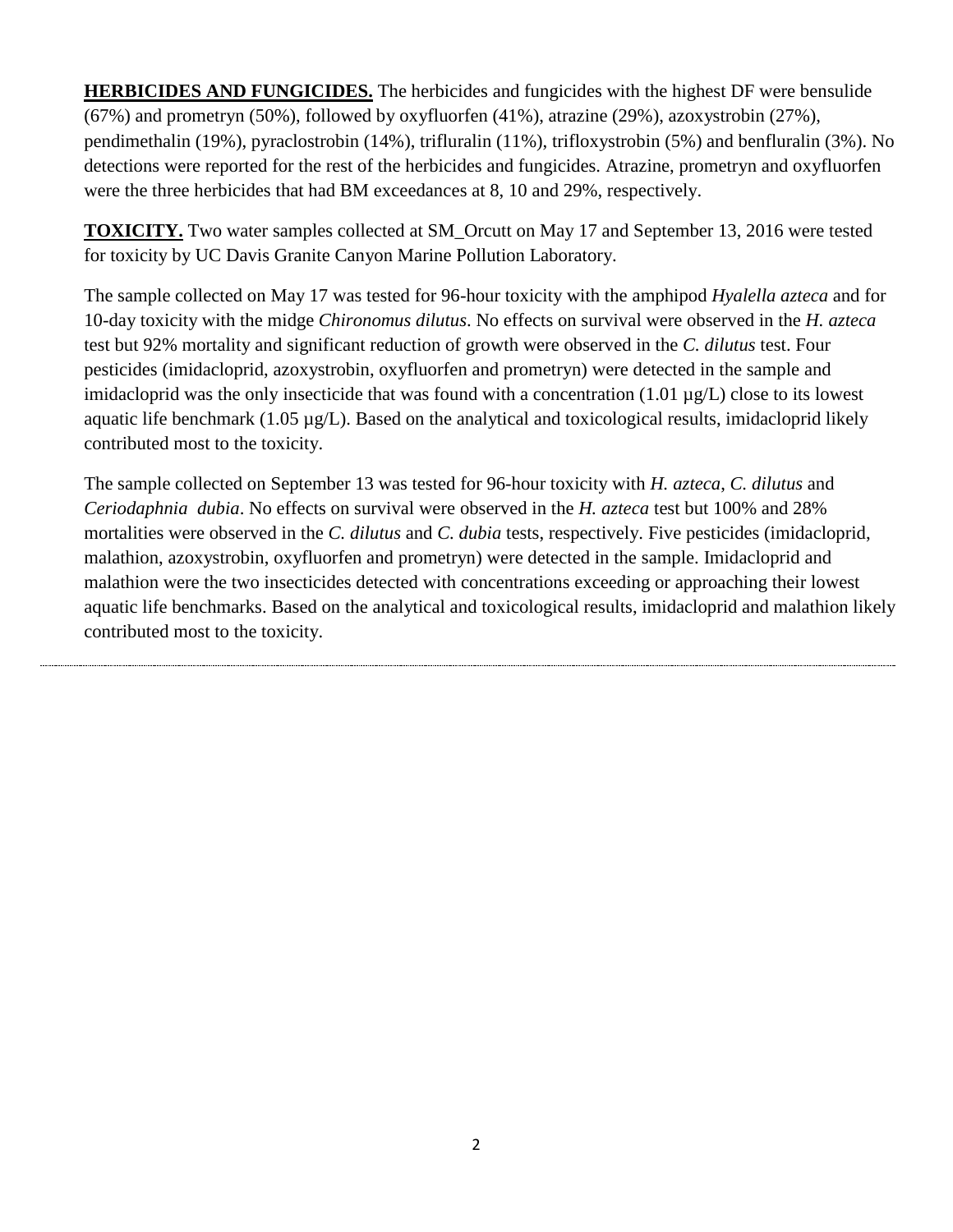**HERBICIDES AND FUNGICIDES.** The herbicides and fungicides with the highest DF were bensulide (67%) and prometryn (50%), followed by oxyfluorfen (41%), atrazine (29%), azoxystrobin (27%), pendimethalin (19%), pyraclostrobin (14%), trifluralin (11%), trifloxystrobin (5%) and benfluralin (3%). No detections were reported for the rest of the herbicides and fungicides. Atrazine, prometryn and oxyfluorfen were the three herbicides that had BM exceedances at 8, 10 and 29%, respectively.

**TOXICITY.** Two water samples collected at SM_Orcutt on May 17 and September 13, 2016 were tested for toxicity by UC Davis Granite Canyon Marine Pollution Laboratory.

The sample collected on May 17 was tested for 96-hour toxicity with the amphipod *Hyalella azteca* and for 10-day toxicity with the midge *Chironomus dilutus*. No effects on survival were observed in the *H. azteca* test but 92% mortality and significant reduction of growth were observed in the *C. dilutus* test. Four pesticides (imidacloprid, azoxystrobin, oxyfluorfen and prometryn) were detected in the sample and imidacloprid was the only insecticide that was found with a concentration (1.01 µg/L) close to its lowest aquatic life benchmark (1.05 µg/L). Based on the analytical and toxicological results, imidacloprid likely contributed most to the toxicity.

The sample collected on September 13 was tested for 96-hour toxicity with *H. azteca*, *C. dilutus* and *Ceriodaphnia dubia*. No effects on survival were observed in the *H. azteca* test but 100% and 28% mortalities were observed in the *C. dilutus* and *C. dubia* tests, respectively. Five pesticides (imidacloprid, malathion, azoxystrobin, oxyfluorfen and prometryn) were detected in the sample. Imidacloprid and malathion were the two insecticides detected with concentrations exceeding or approaching their lowest aquatic life benchmarks. Based on the analytical and toxicological results, imidacloprid and malathion likely contributed most to the toxicity.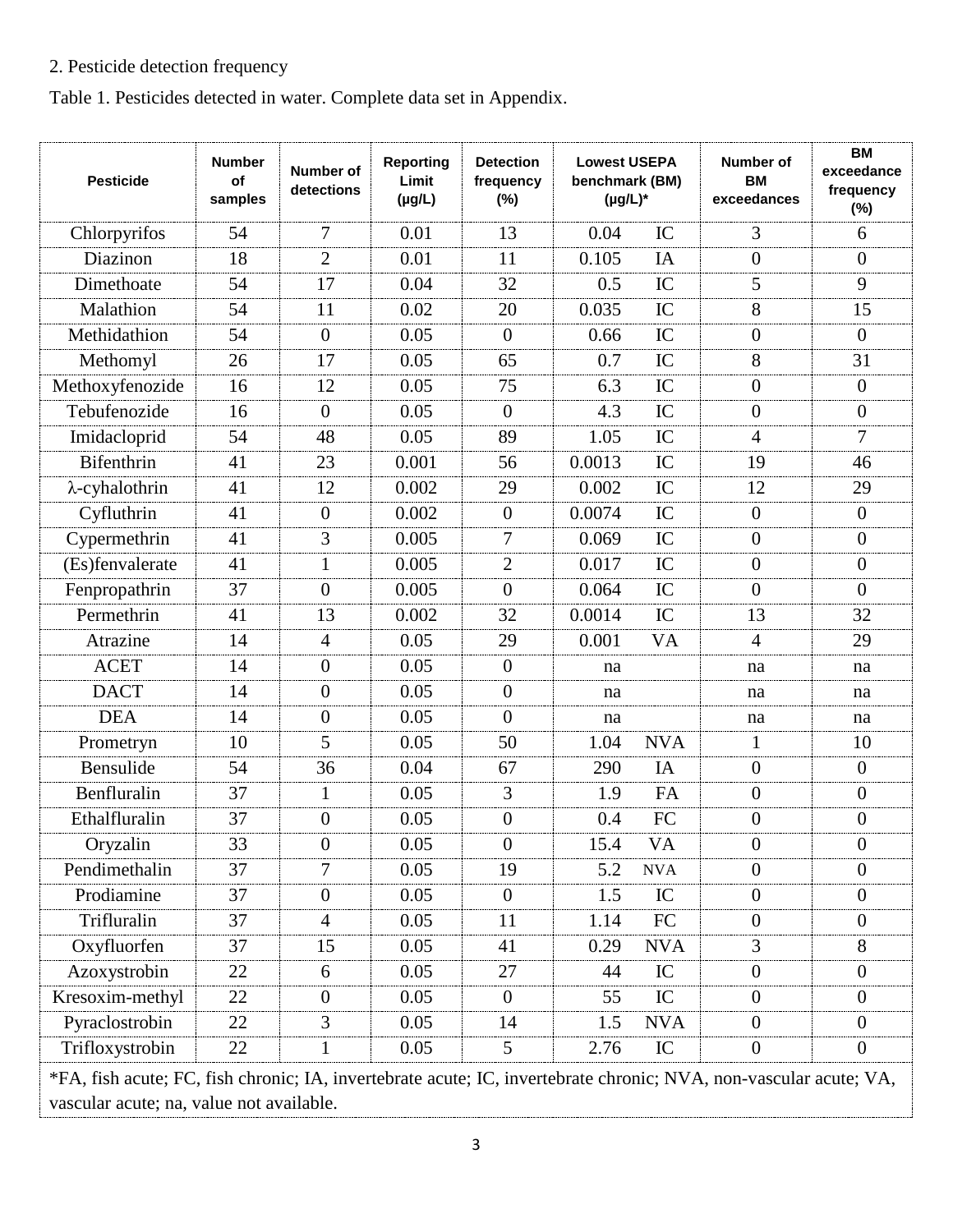2. Pesticide detection frequency

Table 1. Pesticides detected in water. Complete data set in Appendix.

| Pesticide | Number of samples | Number of detections | Reporting Limit (µg/L) | Detection frequency (%) | Lowest USEPA benchmark (BM) (µg/L)* | | Number of BM exceedances | BM exceedance frequency (%) |
|---|---|---|---|---|---|---|---|---|
| Chlorpyrifos | 54 | 7 | 0.01 | 13 | 0.04 | IC | 3 | 6 |
| Diazinon | 18 | 2 | 0.01 | 11 | 0.105 | IA | 0 | 0 |
| Dimethoate | 54 | 17 | 0.04 | 32 | 0.5 | IC | 5 | 9 |
| Malathion | 54 | 11 | 0.02 | 20 | 0.035 | IC | 8 | 15 |
| Methidathion | 54 | 0 | 0.05 | 0 | 0.66 | IC | 0 | 0 |
| Methomyl | 26 | 17 | 0.05 | 65 | 0.7 | IC | 8 | 31 |
| Methoxyfenozide | 16 | 12 | 0.05 | 75 | 6.3 | IC | 0 | 0 |
| Tebufenozide | 16 | 0 | 0.05 | 0 | 4.3 | IC | 0 | 0 |
| Imidacloprid | 54 | 48 | 0.05 | 89 | 1.05 | IC | 4 | 7 |
| Bifenthrin | 41 | 23 | 0.001 | 56 | 0.0013 | IC | 19 | 46 |
| λ-cyhalothrin | 41 | 12 | 0.002 | 29 | 0.002 | IC | 12 | 29 |
| Cyfluthrin | 41 | 0 | 0.002 | 0 | 0.0074 | IC | 0 | 0 |
| Cypermethrin | 41 | 3 | 0.005 | 7 | 0.069 | IC | 0 | 0 |
| (Es)fenvalerate | 41 | 1 | 0.005 | 2 | 0.017 | IC | 0 | 0 |
| Fenpropathrin | 37 | 0 | 0.005 | 0 | 0.064 | IC | 0 | 0 |
| Permethrin | 41 | 13 | 0.002 | 32 | 0.0014 | IC | 13 | 32 |
| Atrazine | 14 | 4 | 0.05 | 29 | 0.001 | VA | 4 | 29 |
| ACET | 14 | 0 | 0.05 | 0 | na | | na | na |
| DACT | 14 | 0 | 0.05 | 0 | na | | na | na |
| DEA | 14 | 0 | 0.05 | 0 | na | | na | na |
| Prometryn | 10 | 5 | 0.05 | 50 | 1.04 | NVA | 1 | 10 |
| Bensulide | 54 | 36 | 0.04 | 67 | 290 | IA | 0 | 0 |
| Benfluralin | 37 | 1 | 0.05 | 3 | 1.9 | FA | 0 | 0 |
| Ethalfluralin | 37 | 0 | 0.05 | 0 | 0.4 | FC | 0 | 0 |
| Oryzalin | 33 | 0 | 0.05 | 0 | 15.4 | VA | 0 | 0 |
| Pendimethalin | 37 | 7 | 0.05 | 19 | 5.2 | NVA | 0 | 0 |
| Prodiamine | 37 | 0 | 0.05 | 0 | 1.5 | IC | 0 | 0 |
| Trifluralin | 37 | 4 | 0.05 | 11 | 1.14 | FC | 0 | 0 |
| Oxyfluorfen | 37 | 15 | 0.05 | 41 | 0.29 | NVA | 3 | 8 |
| Azoxystrobin | 22 | 6 | 0.05 | 27 | 44 | IC | 0 | 0 |
| Kresoxim-methyl | 22 | 0 | 0.05 | 0 | 55 | IC | 0 | 0 |
| Pyraclostrobin | 22 | 3 | 0.05 | 14 | 1.5 | NVA | 0 | 0 |
| Trifloxystrobin | 22 | 1 | 0.05 | 5 | 2.76 | IC | 0 | 0 |

*FA, fish acute; FC, fish chronic; IA, invertebrate acute; IC, invertebrate chronic; NVA, non-vascular acute; VA, vascular acute; na, value not available.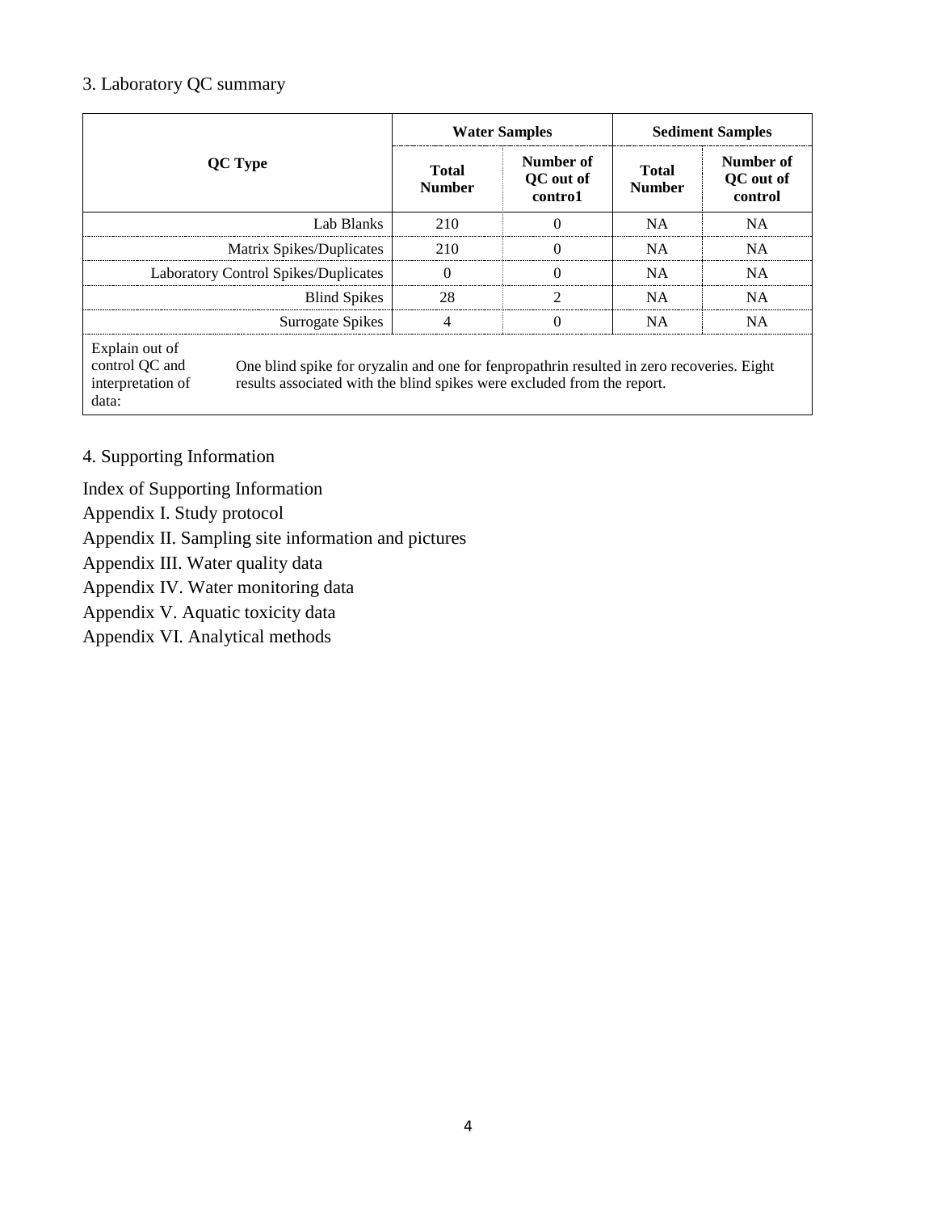## 3. Laboratory QC summary

| QC Type | Water Samples | | Sediment Samples | |
|---|---|---|---|---|
| | Total Number | Number of QC out of contro1 | Total Number | Number of QC out of control |
| Lab Blanks | 210 | 0 | NA | NA |
| Matrix Spikes/Duplicates | 210 | 0 | NA | NA |
| Laboratory Control Spikes/Duplicates | 0 | 0 | NA | NA |
| Blind Spikes | 28 | 2 | NA | NA |
| Surrogate Spikes | 4 | 0 | NA | NA |
| Explain out of control QC and interpretation of data: | One blind spike for oryzalin and one for fenpropathrin resulted in zero recoveries. Eight results associated with the blind spikes were excluded from the report. | | | |

## 4. Supporting Information

Index of Supporting Information

Appendix I. Study protocol

Appendix II. Sampling site information and pictures

Appendix III. Water quality data

Appendix IV. Water monitoring data

Appendix V. Aquatic toxicity data

Appendix VI. Analytical methods